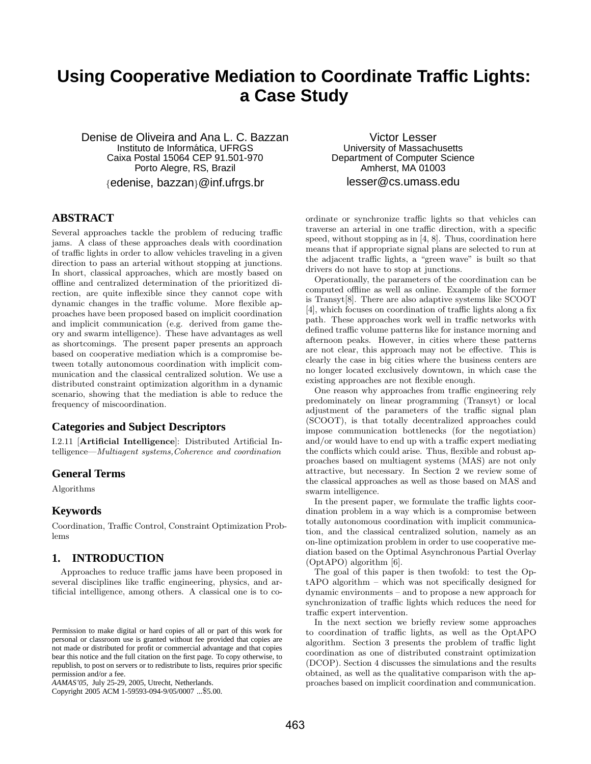# Using Cooperative Mediation to Coordinate Traffic Lights: a Case Study

Denise de Oliveira and Ana L. C. Bazzan
Instituto de Informática, UFRGS
Caixa Postal 15064 CEP 91.501-970
Porto Alegre, RS, Brazil
{edenise, bazzan}@inf.ufrgs.br

Victor Lesser
University of Massachusetts
Department of Computer Science
Amherst, MA 01003
lesser@cs.umass.edu

## ABSTRACT

Several approaches tackle the problem of reducing traffic jams. A class of these approaches deals with coordination of traffic lights in order to allow vehicles traveling in a given direction to pass an arterial without stopping at junctions. In short, classical approaches, which are mostly based on offline and centralized determination of the prioritized direction, are quite inflexible since they cannot cope with dynamic changes in the traffic volume. More flexible approaches have been proposed based on implicit coordination and implicit communication (e.g. derived from game theory and swarm intelligence). These have advantages as well as shortcomings. The present paper presents an approach based on cooperative mediation which is a compromise between totally autonomous coordination with implicit communication and the classical centralized solution. We use a distributed constraint optimization algorithm in a dynamic scenario, showing that the mediation is able to reduce the frequency of miscoordination.

## Categories and Subject Descriptors

I.2.11 [**Artificial Intelligence**]: Distributed Artificial Intelligence—*Multiagent systems,Coherence and coordination*

## General Terms

Algorithms

## Keywords

Coordination, Traffic Control, Constraint Optimization Problems

## 1. INTRODUCTION

Approaches to reduce traffic jams have been proposed in several disciplines like traffic engineering, physics, and artificial intelligence, among others. A classical one is to coordinate or synchronize traffic lights so that vehicles can traverse an arterial in one traffic direction, with a specific speed, without stopping as in [4, 8]. Thus, coordination here means that if appropriate signal plans are selected to run at the adjacent traffic lights, a "green wave" is built so that drivers do not have to stop at junctions.

Operationally, the parameters of the coordination can be computed offline as well as online. Example of the former is Transyt[8]. There are also adaptive systems like SCOOT [4], which focuses on coordination of traffic lights along a fix path. These approaches work well in traffic networks with defined traffic volume patterns like for instance morning and afternoon peaks. However, in cities where these patterns are not clear, this approach may not be effective. This is clearly the case in big cities where the business centers are no longer located exclusively downtown, in which case the existing approaches are not flexible enough.

One reason why approaches from traffic engineering rely predominately on linear programming (Transyt) or local adjustment of the parameters of the traffic signal plan (SCOOT), is that totally decentralized approaches could impose communication bottlenecks (for the negotiation) and/or would have to end up with a traffic expert mediating the conflicts which could arise. Thus, flexible and robust approaches based on multiagent systems (MAS) are not only attractive, but necessary. In Section 2 we review some of the classical approaches as well as those based on MAS and swarm intelligence.

In the present paper, we formulate the traffic lights coordination problem in a way which is a compromise between totally autonomous coordination with implicit communication, and the classical centralized solution, namely as an on-line optimization problem in order to use cooperative mediation based on the Optimal Asynchronous Partial Overlay (OptAPO) algorithm [6].

The goal of this paper is then twofold: to test the OptAPO algorithm – which was not specifically designed for dynamic environments – and to propose a new approach for synchronization of traffic lights which reduces the need for traffic expert intervention.

In the next section we briefly review some approaches to coordination of traffic lights, as well as the OptAPO algorithm. Section 3 presents the problem of traffic light coordination as one of distributed constraint optimization (DCOP). Section 4 discusses the simulations and the results obtained, as well as the qualitative comparison with the approaches based on implicit coordination and communication.

Permission to make digital or hard copies of all or part of this work for personal or classroom use is granted without fee provided that copies are not made or distributed for profit or commercial advantage and that copies bear this notice and the full citation on the first page. To copy otherwise, to republish, to post on servers or to redistribute to lists, requires prior specific permission and/or a fee.
*AAMAS'05,* July 25-29, 2005, Utrecht, Netherlands.
Copyright 2005 ACM 1-59593-094-9/05/0007 ...$5.00.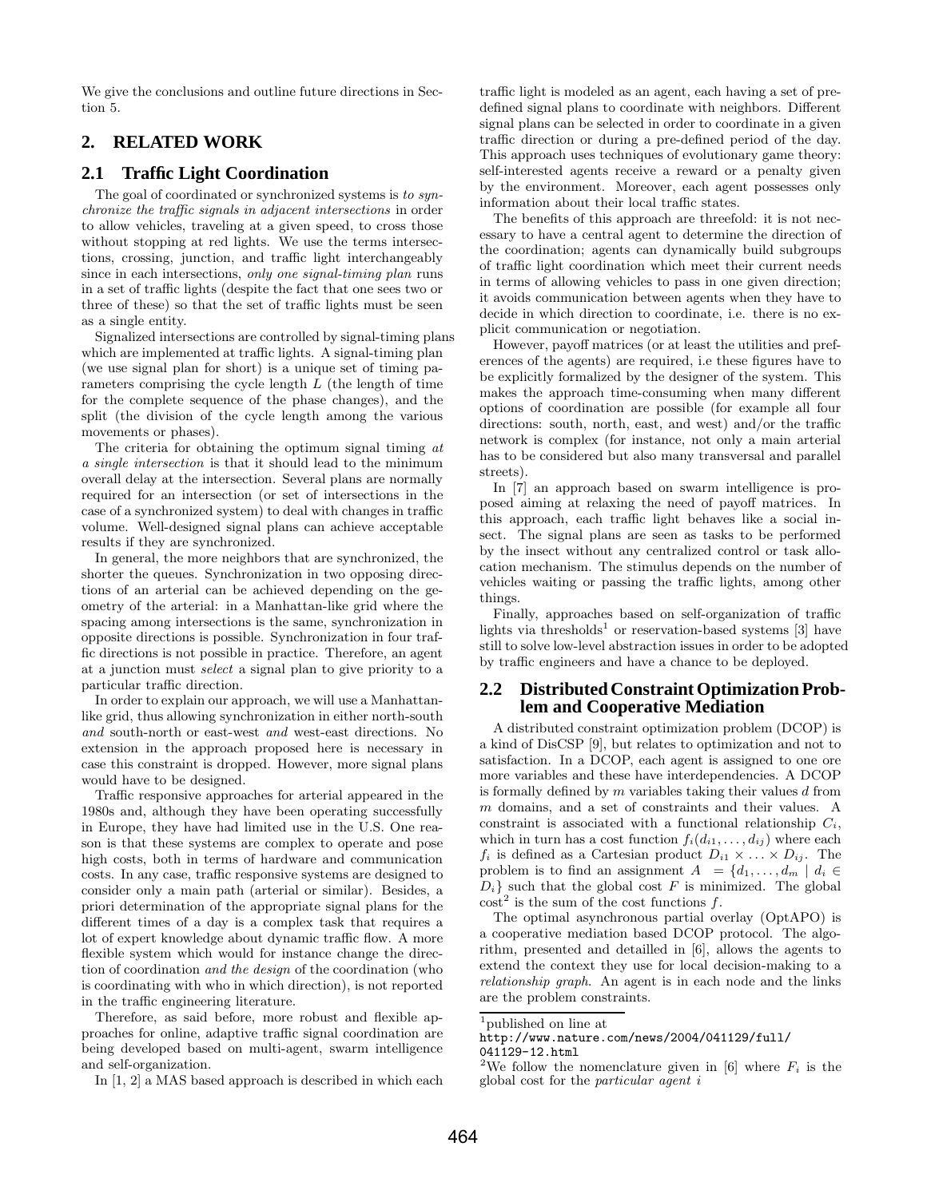We give the conclusions and outline future directions in Section 5.

## 2. RELATED WORK

### 2.1 Traffic Light Coordination

The goal of coordinated or synchronized systems is *to synchronize the traffic signals in adjacent intersections* in order to allow vehicles, traveling at a given speed, to cross those without stopping at red lights. We use the terms intersections, crossing, junction, and traffic light interchangeably since in each intersections, *only one signal-timing plan* runs in a set of traffic lights (despite the fact that one sees two or three of these) so that the set of traffic lights must be seen as a single entity.

Signalized intersections are controlled by signal-timing plans which are implemented at traffic lights. A signal-timing plan (we use signal plan for short) is a unique set of timing parameters comprising the cycle length $L$ (the length of time for the complete sequence of the phase changes), and the split (the division of the cycle length among the various movements or phases).

The criteria for obtaining the optimum signal timing *at a single intersection* is that it should lead to the minimum overall delay at the intersection. Several plans are normally required for an intersection (or set of intersections in the case of a synchronized system) to deal with changes in traffic volume. Well-designed signal plans can achieve acceptable results if they are synchronized.

In general, the more neighbors that are synchronized, the shorter the queues. Synchronization in two opposing directions of an arterial can be achieved depending on the geometry of the arterial: in a Manhattan-like grid where the spacing among intersections is the same, synchronization in opposite directions is possible. Synchronization in four traffic directions is not possible in practice. Therefore, an agent at a junction must *select* a signal plan to give priority to a particular traffic direction.

In order to explain our approach, we will use a Manhattan-like grid, thus allowing synchronization in either north-south *and* south-north or east-west *and* west-east directions. No extension in the approach proposed here is necessary in case this constraint is dropped. However, more signal plans would have to be designed.

Traffic responsive approaches for arterial appeared in the 1980s and, although they have been operating successfully in Europe, they have had limited use in the U.S. One reason is that these systems are complex to operate and pose high costs, both in terms of hardware and communication costs. In any case, traffic responsive systems are designed to consider only a main path (arterial or similar). Besides, a priori determination of the appropriate signal plans for the different times of a day is a complex task that requires a lot of expert knowledge about dynamic traffic flow. A more flexible system which would for instance change the direction of coordination *and the design* of the coordination (who is coordinating with who in which direction), is not reported in the traffic engineering literature.

Therefore, as said before, more robust and flexible approaches for online, adaptive traffic signal coordination are being developed based on multi-agent, swarm intelligence and self-organization.

In [1, 2] a MAS based approach is described in which each traffic light is modeled as an agent, each having a set of predefined signal plans to coordinate with neighbors. Different signal plans can be selected in order to coordinate in a given traffic direction or during a pre-defined period of the day. This approach uses techniques of evolutionary game theory: self-interested agents receive a reward or a penalty given by the environment. Moreover, each agent possesses only information about their local traffic states.

The benefits of this approach are threefold: it is not necessary to have a central agent to determine the direction of the coordination; agents can dynamically build subgroups of traffic light coordination which meet their current needs in terms of allowing vehicles to pass in one given direction; it avoids communication between agents when they have to decide in which direction to coordinate, i.e. there is no explicit communication or negotiation.

However, payoff matrices (or at least the utilities and preferences of the agents) are required, i.e these figures have to be explicitly formalized by the designer of the system. This makes the approach time-consuming when many different options of coordination are possible (for example all four directions: south, north, east, and west) and/or the traffic network is complex (for instance, not only a main arterial has to be considered but also many transversal and parallel streets).

In [7] an approach based on swarm intelligence is proposed aiming at relaxing the need of payoff matrices. In this approach, each traffic light behaves like a social insect. The signal plans are seen as tasks to be performed by the insect without any centralized control or task allocation mechanism. The stimulus depends on the number of vehicles waiting or passing the traffic lights, among other things.

Finally, approaches based on self-organization of traffic lights via thresholds[1] or reservation-based systems [3] have still to solve low-level abstraction issues in order to be adopted by traffic engineers and have a chance to be deployed.

### 2.2 Distributed Constraint Optimization Problem and Cooperative Mediation

A distributed constraint optimization problem (DCOP) is a kind of DisCSP [9], but relates to optimization and not to satisfaction. In a DCOP, each agent is assigned to one ore more variables and these have interdependencies. A DCOP is formally defined by $m$ variables taking their values $d$ from $m$ domains, and a set of constraints and their values. A constraint is associated with a functional relationship $C_i$, which in turn has a cost function $f_i(d_{i1}, \ldots, d_{ij})$ where each $f_i$ is defined as a Cartesian product $D_{i1} \times \ldots \times D_{ij}$. The problem is to find an assignment $A = \{d_1, \ldots, d_m \mid d_i \in D_i\}$ such that the global cost $F$ is minimized. The global cost[2] is the sum of the cost functions $f$.

The optimal asynchronous partial overlay (OptAPO) is a cooperative mediation based DCOP protocol. The algorithm, presented and detailled in [6], allows the agents to extend the context they use for local decision-making to a *relationship graph*. An agent is in each node and the links are the problem constraints.

[1] published on line at http://www.nature.com/news/2004/041129/full/041129-12.html

[2] We follow the nomenclature given in [6] where $F_i$ is the global cost for the *particular agent i*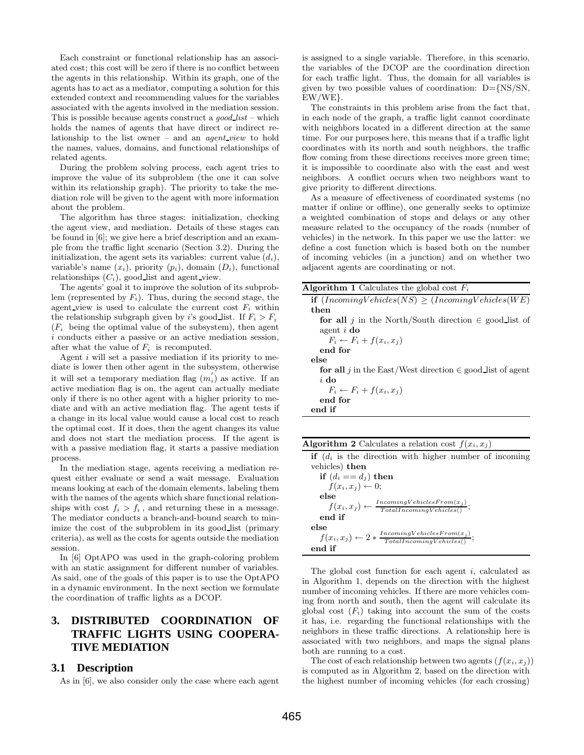Each constraint or functional relationship has an associated cost; this cost will be zero if there is no conflict between the agents in this relationship. Within its graph, one of the agents has to act as a mediator, computing a solution for this extended context and recommending values for the variables associated with the agents involved in the mediation session. This is possible because agents construct a *good_list* – which holds the names of agents that have direct or indirect relationship to the list owner – and an *agent_view* to hold the names, values, domains, and functional relationships of related agents.

During the problem solving process, each agent tries to improve the value of its subproblem (the one it can solve within its relationship graph). The priority to take the mediation role will be given to the agent with more information about the problem.

The algorithm has three stages: initialization, checking the agent view, and mediation. Details of these stages can be found in [6]; we give here a brief description and an example from the traffic light scenario (Section 3.2). During the initialization, the agent sets its variables: current value ($d_i$), variable's name ($x_i$), priority ($p_i$), domain ($D_i$), functional relationships ($C_i$), good_list and agent_view.

The agents' goal it to improve the solution of its subproblem (represented by $F_i$). Thus, during the second stage, the agent_view is used to calculate the current cost $F_i$ within the relationship subgraph given by $i$'s good_list. If $F_i > F_i$ ($F_i$ being the optimal value of the subsystem), then agent $i$ conducts either a passive or an active mediation session, after what the value of $F_i$ is recomputed.

Agent $i$ will set a passive mediation if its priority to mediate is lower then other agent in the subsystem, otherwise it will set a temporary mediation flag ($m_i^{'}$) as active. If an active mediation flag is on, the agent can actually mediate only if there is no other agent with a higher priority to mediate and with an active mediation flag. The agent tests if a change in its local value would cause a local cost to reach the optimal cost. If it does, then the agent changes its value and does not start the mediation process. If the agent is with a passive mediation flag, it starts a passive mediation process.

In the mediation stage, agents receiving a mediation request either evaluate or send a wait message. Evaluation means looking at each of the domain elements, labeling them with the names of the agents which share functional relationships with cost $f_i > f_i$, and returning these in a message. The mediator conducts a branch-and-bound search to minimize the cost of the subproblem in its good_list (primary criteria), as well as the costs for agents outside the mediation session.

In [6] OptAPO was used in the graph-coloring problem with an static assignment for different number of variables. As said, one of the goals of this paper is to use the OptAPO in a dynamic environment. In the next section we formulate the coordination of traffic lights as a DCOP.

# 3. DISTRIBUTED COORDINATION OF TRAFFIC LIGHTS USING COOPERATIVE MEDIATION

## 3.1 Description

As in [6], we also consider only the case where each agent is assigned to a single variable. Therefore, in this scenario, the variables of the DCOP are the coordination direction for each traffic light. Thus, the domain for all variables is given by two possible values of coordination: D={NS/SN, EW/WE}.

The constraints in this problem arise from the fact that, in each node of the graph, a traffic light cannot coordinate with neighbors located in a different direction at the same time. For our purposes here, this means that if a traffic light coordinates with its north and south neighbors, the traffic flow coming from these directions receives more green time; it is impossible to coordinate also with the east and west neighbors. A conflict occurs when two neighbors want to give priority to different directions.

As a measure of effectiveness of coordinated systems (no matter if online or offline), one generally seeks to optimize a weighted combination of stops and delays or any other measure related to the occupancy of the roads (number of vehicles) in the network. In this paper we use the latter: we define a cost function which is based both on the number of incoming vehicles (in a junction) and on whether two adjacent agents are coordinating or not.

**Algorithm 1** Calculates the global cost $F_i$

```
if (IncomingVehicles(NS) ≥ (IncomingVehicles(WE) then
  for all j in the North/South direction ∈ good_list of agent i do
    F_i ← F_i + f(x_i, x_j)
  end for
else
  for all j in the East/West direction ∈ good_list of agent i do
    F_i ← F_i + f(x_i, x_j)
  end for
end if
```

**Algorithm 2** Calculates a relation cost $f(x_i, x_j)$

```
if (d_i is the direction with higher number of incoming vehicles) then
  if (d_i == d_j) then
    f(x_i, x_j) ← 0;
  else
    f(x_i, x_j) ← IncomingVehiclesFrom(x_j) / TotalIncomingVehicles();
  end if
else
  f(x_i, x_j) ← 2 * IncomingVehiclesFrom(x_j) / TotalIncomingVehicles();
end if
```

The global cost function for each agent $i$, calculated as in Algorithm 1, depends on the direction with the highest number of incoming vehicles. If there are more vehicles coming from north and south, then the agent will calculate its global cost ($F_i$) taking into account the sum of the costs it has, i.e. regarding the functional relationships with the neighbors in these traffic directions. A relationship here is associated with two neighbors, and maps the signal plans both are running to a cost.

The cost of each relationship between two agents ($f(x_i, x_j)$) is computed as in Algorithm 2, based on the direction with the highest number of incoming vehicles (for each crossing)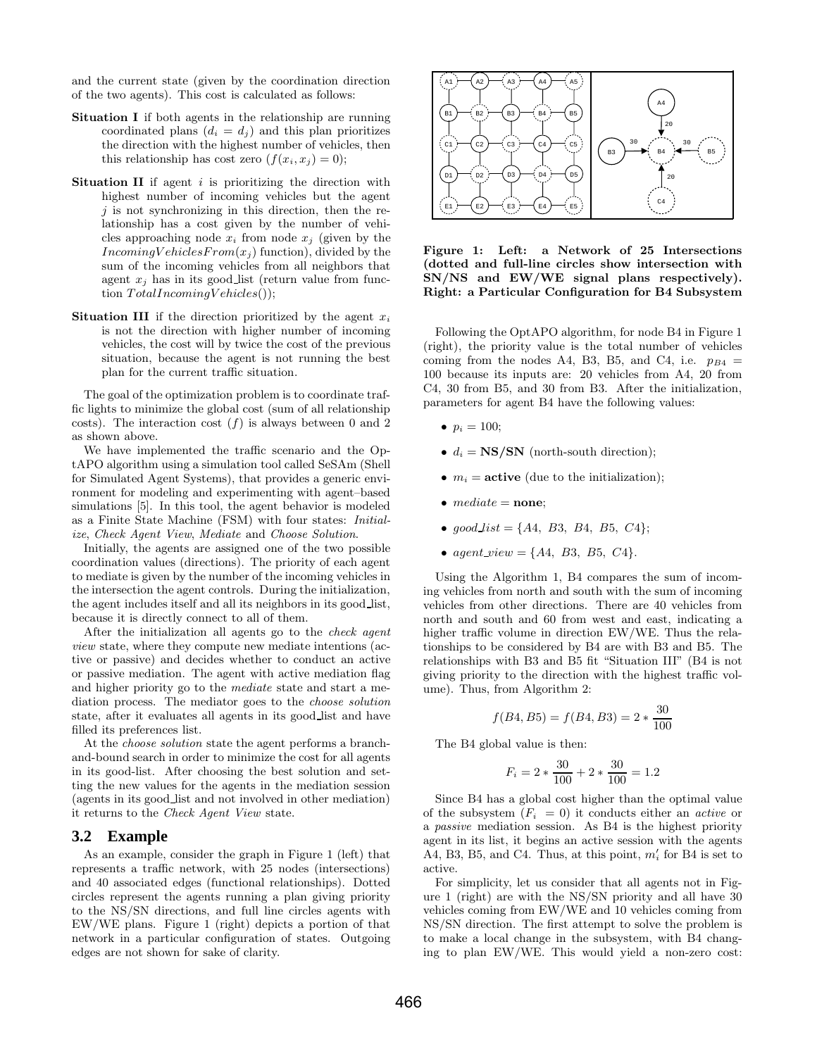and the current state (given by the coordination direction of the two agents). This cost is calculated as follows:

**Situation I** if both agents in the relationship are running coordinated plans ($d_i = d_j$) and this plan prioritizes the direction with the highest number of vehicles, then this relationship has cost zero ($f(x_i, x_j) = 0$);

**Situation II** if agent $i$ is prioritizing the direction with highest number of incoming vehicles but the agent $j$ is not synchronizing in this direction, then the relationship has a cost given by the number of vehicles approaching node $x_i$ from node $x_j$ (given by the $IncomingVehiclesFrom(x_j)$ function), divided by the sum of the incoming vehicles from all neighbors that agent $x_j$ has in its good_list (return value from function $TotalIncomingVehicles()$);

**Situation III** if the direction prioritized by the agent $x_i$ is not the direction with higher number of incoming vehicles, the cost will by twice the cost of the previous situation, because the agent is not running the best plan for the current traffic situation.

The goal of the optimization problem is to coordinate traffic lights to minimize the global cost (sum of all relationship costs). The interaction cost ($f$) is always between 0 and 2 as shown above.

We have implemented the traffic scenario and the OptAPO algorithm using a simulation tool called SeSAm (Shell for Simulated Agent Systems), that provides a generic environment for modeling and experimenting with agent–based simulations [5]. In this tool, the agent behavior is modeled as a Finite State Machine (FSM) with four states: *Initialize*, *Check Agent View*, *Mediate* and *Choose Solution*.

Initially, the agents are assigned one of the two possible coordination values (directions). The priority of each agent to mediate is given by the number of the incoming vehicles in the intersection the agent controls. During the initialization, the agent includes itself and all its neighbors in its good_list, because it is directly connect to all of them.

After the initialization all agents go to the *check agent view* state, where they compute new mediate intentions (active or passive) and decides whether to conduct an active or passive mediation. The agent with active mediation flag and higher priority go to the *mediate* state and start a mediation process. The mediator goes to the *choose solution* state, after it evaluates all agents in its good_list and have filled its preferences list.

At the *choose solution* state the agent performs a branch-and-bound search in order to minimize the cost for all agents in its good-list. After choosing the best solution and setting the new values for the agents in the mediation session (agents in its good_list and not involved in other mediation) it returns to the *Check Agent View* state.

### 3.2 Example

As an example, consider the graph in Figure 1 (left) that represents a traffic network, with 25 nodes (intersections) and 40 associated edges (functional relationships). Dotted circles represent the agents running a plan giving priority to the NS/SN directions, and full line circles agents with EW/WE plans. Figure 1 (right) depicts a portion of that network in a particular configuration of states. Outgoing edges are not shown for sake of clarity.

**Figure 1: Left: a Network of 25 Intersections (dotted and full-line circles show intersection with SN/NS and EW/WE signal plans respectively). Right: a Particular Configuration for B4 Subsystem**

Following the OptAPO algorithm, for node B4 in Figure 1 (right), the priority value is the total number of vehicles coming from the nodes A4, B3, B5, and C4, i.e. $p_{B4} = 100$ because its inputs are: 20 vehicles from A4, 20 from C4, 30 from B5, and 30 from B3. After the initialization, parameters for agent B4 have the following values:

- $p_i = 100$;
- $d_i =$ **NS/SN** (north-south direction);
- $m_i =$ **active** (due to the initialization);
- $mediate =$ **none**;
- $good\_list = \{A4,\ B3,\ B4,\ B5,\ C4\}$;
- $agent\_view = \{A4,\ B3,\ B5,\ C4\}$.

Using the Algorithm 1, B4 compares the sum of incoming vehicles from north and south with the sum of incoming vehicles from other directions. There are 40 vehicles from north and south and 60 from west and east, indicating a higher traffic volume in direction EW/WE. Thus the relationships to be considered by B4 are with B3 and B5. The relationships with B3 and B5 fit "Situation III" (B4 is not giving priority to the direction with the highest traffic volume). Thus, from Algorithm 2:

$$f(B4, B5) = f(B4, B3) = 2 * \frac{30}{100}$$

The B4 global value is then:

$$F_i = 2 * \frac{30}{100} + 2 * \frac{30}{100} = 1.2$$

Since B4 has a global cost higher than the optimal value of the subsystem ($F_i = 0$) it conducts either an *active* or a *passive* mediation session. As B4 is the highest priority agent in its list, it begins an active session with the agents A4, B3, B5, and C4. Thus, at this point, $m'_i$ for B4 is set to active.

For simplicity, let us consider that all agents not in Figure 1 (right) are with the NS/SN priority and all have 30 vehicles coming from EW/WE and 10 vehicles coming from NS/SN direction. The first attempt to solve the problem is to make a local change in the subsystem, with B4 changing to plan EW/WE. This would yield a non-zero cost: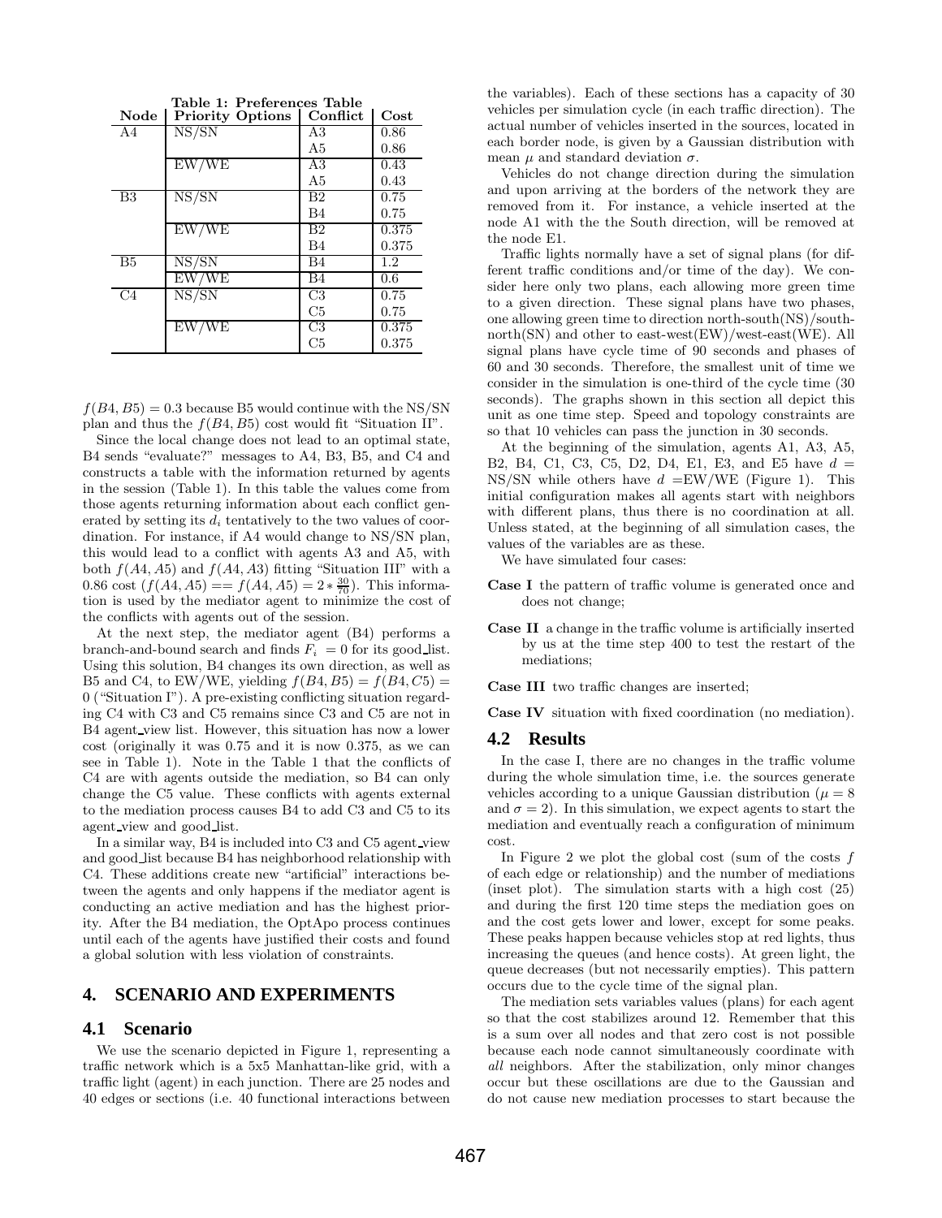**Table 1: Preferences Table**

| Node | Priority Options | Conflict | Cost |
|---|---|---|---|
| A4 | NS/SN | A3 | 0.86 |
| | | A5 | 0.86 |
| | EW/WE | A3 | 0.43 |
| | | A5 | 0.43 |
| B3 | NS/SN | B2 | 0.75 |
| | | B4 | 0.75 |
| | EW/WE | B2 | 0.375 |
| | | B4 | 0.375 |
| B5 | NS/SN | B4 | 1.2 |
| | EW/WE | B4 | 0.6 |
| C4 | NS/SN | C3 | 0.75 |
| | | C5 | 0.75 |
| | EW/WE | C3 | 0.375 |
| | | C5 | 0.375 |

$f(B4, B5) = 0.3$ because B5 would continue with the NS/SN plan and thus the $f(B4, B5)$ cost would fit "Situation II".

Since the local change does not lead to an optimal state, B4 sends "evaluate?" messages to A4, B3, B5, and C4 and constructs a table with the information returned by agents in the session (Table 1). In this table the values come from those agents returning information about each conflict generated by setting its $d_i$ tentatively to the two values of coordination. For instance, if A4 would change to NS/SN plan, this would lead to a conflict with agents A3 and A5, with both $f(A4, A5)$ and $f(A4, A3)$ fitting "Situation III" with a 0.86 cost ($f(A4, A5) == f(A4, A5) = 2 * \frac{30}{70}$). This information is used by the mediator agent to minimize the cost of the conflicts with agents out of the session.

At the next step, the mediator agent (B4) performs a branch-and-bound search and finds $F_i = 0$ for its good_list. Using this solution, B4 changes its own direction, as well as B5 and C4, to EW/WE, yielding $f(B4, B5) = f(B4, C5) = 0$ ("Situation I"). A pre-existing conflicting situation regarding C4 with C3 and C5 remains since C3 and C5 are not in B4 agent_view list. However, this situation has now a lower cost (originally it was 0.75 and it is now 0.375, as we can see in Table 1). Note in the Table 1 that the conflicts of C4 are with agents outside the mediation, so B4 can only change the C5 value. These conflicts with agents external to the mediation process causes B4 to add C3 and C5 to its agent_view and good_list.

In a similar way, B4 is included into C3 and C5 agent_view and good_list because B4 has neighborhood relationship with C4. These additions create new "artificial" interactions between the agents and only happens if the mediator agent is conducting an active mediation and has the highest priority. After the B4 mediation, the OptApo process continues until each of the agents have justified their costs and found a global solution with less violation of constraints.

## 4. SCENARIO AND EXPERIMENTS

### 4.1 Scenario

We use the scenario depicted in Figure 1, representing a traffic network which is a 5x5 Manhattan-like grid, with a traffic light (agent) in each junction. There are 25 nodes and 40 edges or sections (i.e. 40 functional interactions between the variables). Each of these sections has a capacity of 30 vehicles per simulation cycle (in each traffic direction). The actual number of vehicles inserted in the sources, located in each border node, is given by a Gaussian distribution with mean $\mu$ and standard deviation $\sigma$.

Vehicles do not change direction during the simulation and upon arriving at the borders of the network they are removed from it. For instance, a vehicle inserted at the node A1 with the the South direction, will be removed at the node E1.

Traffic lights normally have a set of signal plans (for different traffic conditions and/or time of the day). We consider here only two plans, each allowing more green time to a given direction. These signal plans have two phases, one allowing green time to direction north-south(NS)/south-north(SN) and other to east-west(EW)/west-east(WE). All signal plans have cycle time of 90 seconds and phases of 60 and 30 seconds. Therefore, the smallest unit of time we consider in the simulation is one-third of the cycle time (30 seconds). The graphs shown in this section all depict this unit as one time step. Speed and topology constraints are so that 10 vehicles can pass the junction in 30 seconds.

At the beginning of the simulation, agents A1, A3, A5, B2, B4, C1, C3, C5, D2, D4, E1, E3, and E5 have $d$ = NS/SN while others have $d$ =EW/WE (Figure 1). This initial configuration makes all agents start with neighbors with different plans, thus there is no coordination at all. Unless stated, at the beginning of all simulation cases, the values of the variables are as these.

We have simulated four cases:

- **Case I** the pattern of traffic volume is generated once and does not change;
- **Case II** a change in the traffic volume is artificially inserted by us at the time step 400 to test the restart of the mediations;
- **Case III** two traffic changes are inserted;
- **Case IV** situation with fixed coordination (no mediation).

### 4.2 Results

In the case I, there are no changes in the traffic volume during the whole simulation time, i.e. the sources generate vehicles according to a unique Gaussian distribution ($\mu = 8$ and $\sigma = 2$). In this simulation, we expect agents to start the mediation and eventually reach a configuration of minimum cost.

In Figure 2 we plot the global cost (sum of the costs $f$ of each edge or relationship) and the number of mediations (inset plot). The simulation starts with a high cost (25) and during the first 120 time steps the mediation goes on and the cost gets lower and lower, except for some peaks. These peaks happen because vehicles stop at red lights, thus increasing the queues (and hence costs). At green light, the queue decreases (but not necessarily empties). This pattern occurs due to the cycle time of the signal plan.

The mediation sets variables values (plans) for each agent so that the cost stabilizes around 12. Remember that this is a sum over all nodes and that zero cost is not possible because each node cannot simultaneously coordinate with *all* neighbors. After the stabilization, only minor changes occur but these oscillations are due to the Gaussian and do not cause new mediation processes to start because the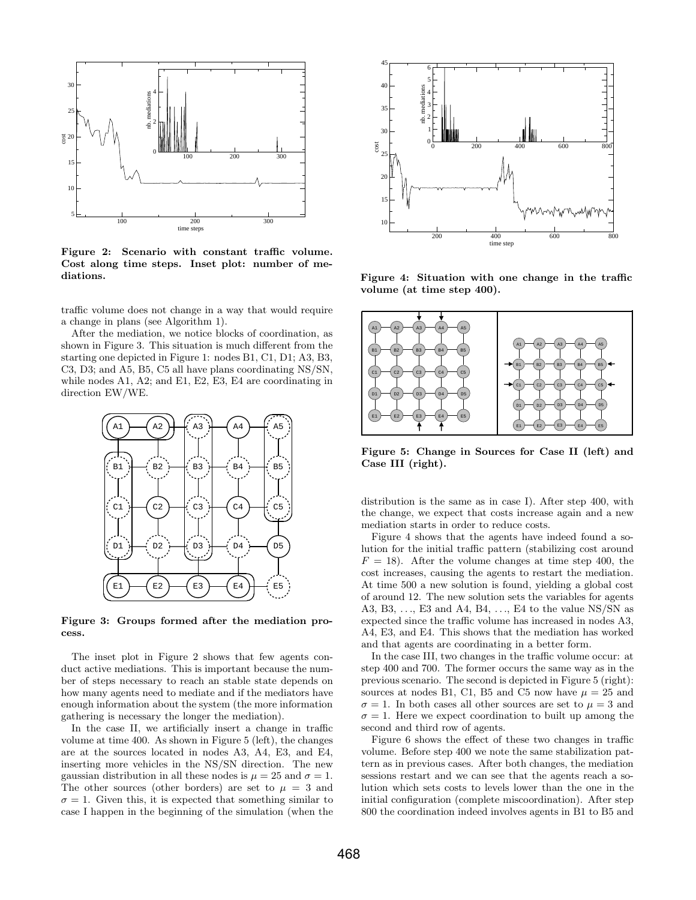Figure 2: Scenario with constant traffic volume. Cost along time steps. Inset plot: number of mediations.

traffic volume does not change in a way that would require a change in plans (see Algorithm 1).

After the mediation, we notice blocks of coordination, as shown in Figure 3. This situation is much different from the starting one depicted in Figure 1: nodes B1, C1, D1; A3, B3, C3, D3; and A5, B5, C5 all have plans coordinating NS/SN, while nodes A1, A2; and E1, E2, E3, E4 are coordinating in direction EW/WE.

Figure 3: Groups formed after the mediation process.

The inset plot in Figure 2 shows that few agents conduct active mediations. This is important because the number of steps necessary to reach an stable state depends on how many agents need to mediate and if the mediators have enough information about the system (the more information gathering is necessary the longer the mediation).

In the case II, we artificially insert a change in traffic volume at time 400. As shown in Figure 5 (left), the changes are at the sources located in nodes A3, A4, E3, and E4, inserting more vehicles in the NS/SN direction. The new gaussian distribution in all these nodes is $\mu = 25$ and $\sigma = 1$. The other sources (other borders) are set to $\mu = 3$ and $\sigma = 1$. Given this, it is expected that something similar to case I happen in the beginning of the simulation (when the distribution is the same as in case I). After step 400, with the change, we expect that costs increase again and a new mediation starts in order to reduce costs.

Figure 4: Situation with one change in the traffic volume (at time step 400).

Figure 5: Change in Sources for Case II (left) and Case III (right).

Figure 4 shows that the agents have indeed found a solution for the initial traffic pattern (stabilizing cost around $F = 18$). After the volume changes at time step 400, the cost increases, causing the agents to restart the mediation. At time 500 a new solution is found, yielding a global cost of around 12. The new solution sets the variables for agents A3, B3, ..., E3 and A4, B4, ..., E4 to the value NS/SN as expected since the traffic volume has increased in nodes A3, A4, E3, and E4. This shows that the mediation has worked and that agents are coordinating in a better form.

In the case III, two changes in the traffic volume occur: at step 400 and 700. The former occurs the same way as in the previous scenario. The second is depicted in Figure 5 (right): sources at nodes B1, C1, B5 and C5 now have $\mu = 25$ and $\sigma = 1$. In both cases all other sources are set to $\mu = 3$ and $\sigma = 1$. Here we expect coordination to built up among the second and third row of agents.

Figure 6 shows the effect of these two changes in traffic volume. Before step 400 we note the same stabilization pattern as in previous cases. After both changes, the mediation sessions restart and we can see that the agents reach a solution which sets costs to levels lower than the one in the initial configuration (complete miscoordination). After step 800 the coordination indeed involves agents in B1 to B5 and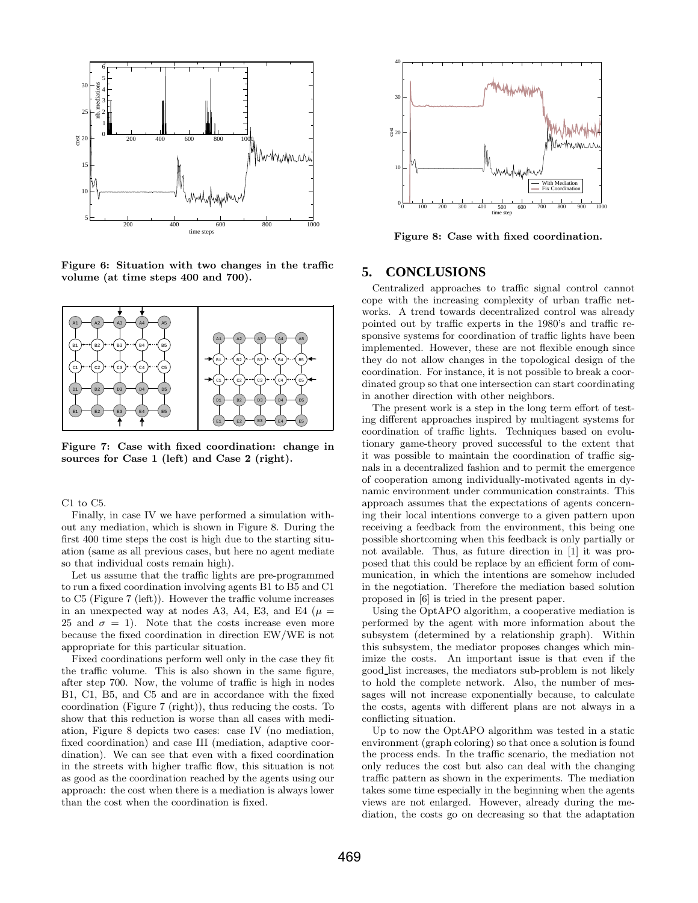cost

time steps

nb. mediations

5
10
15
20
25
30

200
400
600
800
1000

0
1
2
3
4
5
6

200
400
600
800
1000

**Figure 6: Situation with two changes in the traffic volume (at time steps 400 and 700).**

A1 A2 A3 A4 A5
B1 B2 B3 B4 B5
C1 C2 C3 C4 C5
D1 D2 D3 D4 D5
E1 E2 E3 E4 E5

A1 A2 A3 A4 A5
B1 B2 B3 B4 B5
C1 C2 C3 C4 C5
D1 D2 D3 D4 D5
E1 E2 E3 E4 E5

**Figure 7: Case with fixed coordination: change in sources for Case 1 (left) and Case 2 (right).**

C1 to C5.

Finally, in case IV we have performed a simulation without any mediation, which is shown in Figure 8. During the first 400 time steps the cost is high due to the starting situation (same as all previous cases, but here no agent mediate so that individual costs remain high).

Let us assume that the traffic lights are pre-programmed to run a fixed coordination involving agents B1 to B5 and C1 to C5 (Figure 7 (left)). However the traffic volume increases in an unexpected way at nodes A3, A4, E3, and E4 ($\mu = 25$ and $\sigma = 1$). Note that the costs increase even more because the fixed coordination in direction EW/WE is not appropriate for this particular situation.

Fixed coordinations perform well only in the case they fit the traffic volume. This is also shown in the same figure, after step 700. Now, the volume of traffic is high in nodes B1, C1, B5, and C5 and are in accordance with the fixed coordination (Figure 7 (right)), thus reducing the costs. To show that this reduction is worse than all cases with mediation, Figure 8 depicts two cases: case IV (no mediation, fixed coordination) and case III (mediation, adaptive coordination). We can see that even with a fixed coordination in the streets with higher traffic flow, this situation is not as good as the coordination reached by the agents using our approach: the cost when there is a mediation is always lower than the cost when the coordination is fixed.

cost

time step

0
10
20
30
40

0
100
200
300
400
500
600
700
800
900
1000

With Mediation
Fix Coordination

**Figure 8: Case with fixed coordination.**

## 5. CONCLUSIONS

Centralized approaches to traffic signal control cannot cope with the increasing complexity of urban traffic networks. A trend towards decentralized control was already pointed out by traffic experts in the 1980's and traffic responsive systems for coordination of traffic lights have been implemented. However, these are not flexible enough since they do not allow changes in the topological design of the coordination. For instance, it is not possible to break a coordinated group so that one intersection can start coordinating in another direction with other neighbors.

The present work is a step in the long term effort of testing different approaches inspired by multiagent systems for coordination of traffic lights. Techniques based on evolutionary game-theory proved successful to the extent that it was possible to maintain the coordination of traffic signals in a decentralized fashion and to permit the emergence of cooperation among individually-motivated agents in dynamic environment under communication constraints. This approach assumes that the expectations of agents concerning their local intentions converge to a given pattern upon receiving a feedback from the environment, this being one possible shortcoming when this feedback is only partially or not available. Thus, as future direction in [1] it was proposed that this could be replace by an efficient form of communication, in which the intentions are somehow included in the negotiation. Therefore the mediation based solution proposed in [6] is tried in the present paper.

Using the OptAPO algorithm, a cooperative mediation is performed by the agent with more information about the subsystem (determined by a relationship graph). Within this subsystem, the mediator proposes changes which minimize the costs. An important issue is that even if the good_list increases, the mediators sub-problem is not likely to hold the complete network. Also, the number of messages will not increase exponentially because, to calculate the costs, agents with different plans are not always in a conflicting situation.

Up to now the OptAPO algorithm was tested in a static environment (graph coloring) so that once a solution is found the process ends. In the traffic scenario, the mediation not only reduces the cost but also can deal with the changing traffic pattern as shown in the experiments. The mediation takes some time especially in the beginning when the agents views are not enlarged. However, already during the mediation, the costs go on decreasing so that the adaptation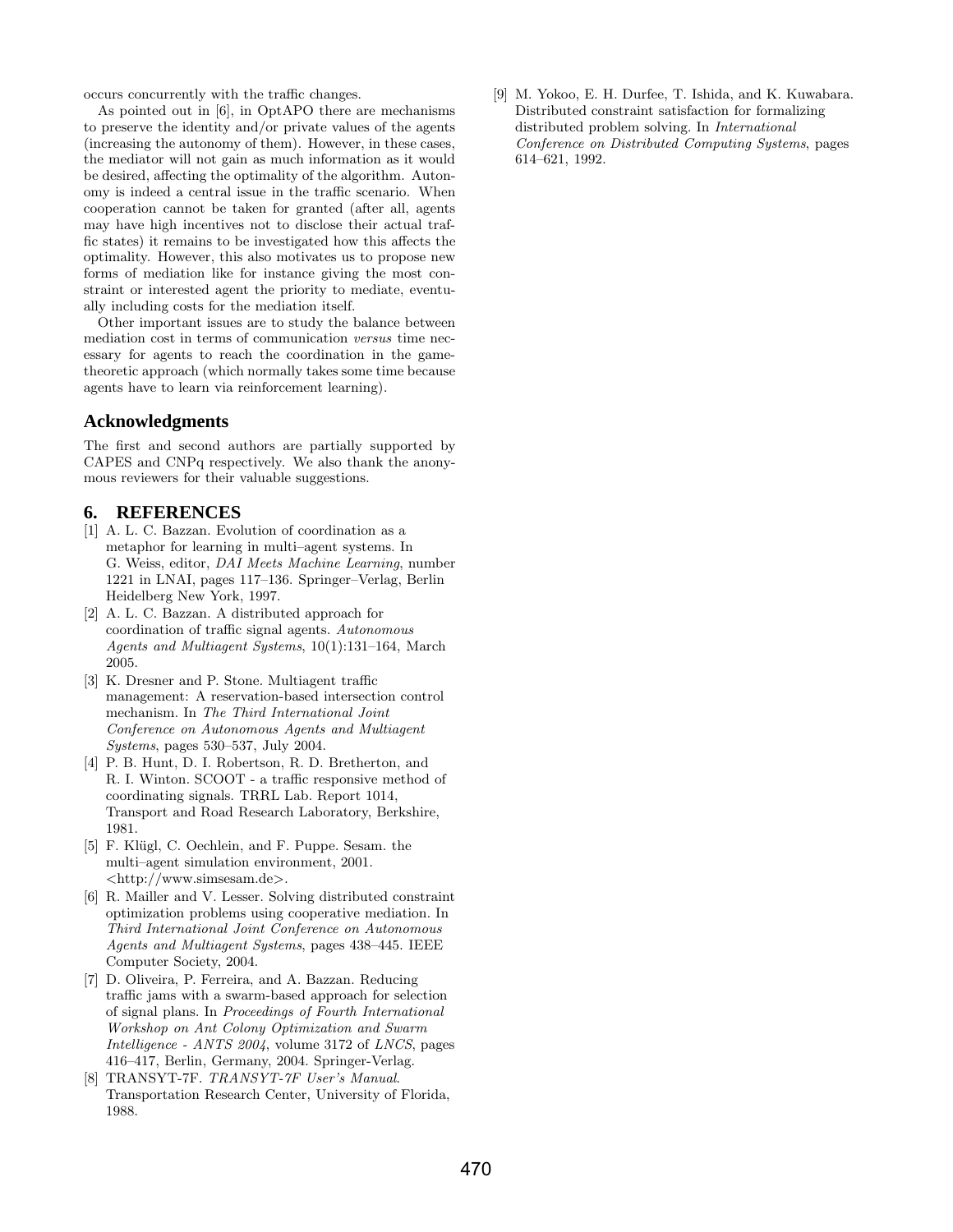occurs concurrently with the traffic changes.

As pointed out in [6], in OptAPO there are mechanisms to preserve the identity and/or private values of the agents (increasing the autonomy of them). However, in these cases, the mediator will not gain as much information as it would be desired, affecting the optimality of the algorithm. Autonomy is indeed a central issue in the traffic scenario. When cooperation cannot be taken for granted (after all, agents may have high incentives not to disclose their actual traffic states) it remains to be investigated how this affects the optimality. However, this also motivates us to propose new forms of mediation like for instance giving the most constraint or interested agent the priority to mediate, eventually including costs for the mediation itself.

Other important issues are to study the balance between mediation cost in terms of communication *versus* time necessary for agents to reach the coordination in the game-theoretic approach (which normally takes some time because agents have to learn via reinforcement learning).

## Acknowledgments

The first and second authors are partially supported by CAPES and CNPq respectively. We also thank the anonymous reviewers for their valuable suggestions.

## 6. REFERENCES

[1] A. L. C. Bazzan. Evolution of coordination as a metaphor for learning in multi–agent systems. In G. Weiss, editor, *DAI Meets Machine Learning*, number 1221 in LNAI, pages 117–136. Springer–Verlag, Berlin Heidelberg New York, 1997.

[2] A. L. C. Bazzan. A distributed approach for coordination of traffic signal agents. *Autonomous Agents and Multiagent Systems*, 10(1):131–164, March 2005.

[3] K. Dresner and P. Stone. Multiagent traffic management: A reservation-based intersection control mechanism. In *The Third International Joint Conference on Autonomous Agents and Multiagent Systems*, pages 530–537, July 2004.

[4] P. B. Hunt, D. I. Robertson, R. D. Bretherton, and R. I. Winton. SCOOT - a traffic responsive method of coordinating signals. TRRL Lab. Report 1014, Transport and Road Research Laboratory, Berkshire, 1981.

[5] F. Klügl, C. Oechlein, and F. Puppe. Sesam. the multi–agent simulation environment, 2001. <http://www.simsesam.de>.

[6] R. Mailler and V. Lesser. Solving distributed constraint optimization problems using cooperative mediation. In *Third International Joint Conference on Autonomous Agents and Multiagent Systems*, pages 438–445. IEEE Computer Society, 2004.

[7] D. Oliveira, P. Ferreira, and A. Bazzan. Reducing traffic jams with a swarm-based approach for selection of signal plans. In *Proceedings of Fourth International Workshop on Ant Colony Optimization and Swarm Intelligence - ANTS 2004*, volume 3172 of *LNCS*, pages 416–417, Berlin, Germany, 2004. Springer-Verlag.

[8] TRANSYT-7F. *TRANSYT-7F User's Manual*. Transportation Research Center, University of Florida, 1988.

[9] M. Yokoo, E. H. Durfee, T. Ishida, and K. Kuwabara. Distributed constraint satisfaction for formalizing distributed problem solving. In *International Conference on Distributed Computing Systems*, pages 614–621, 1992.